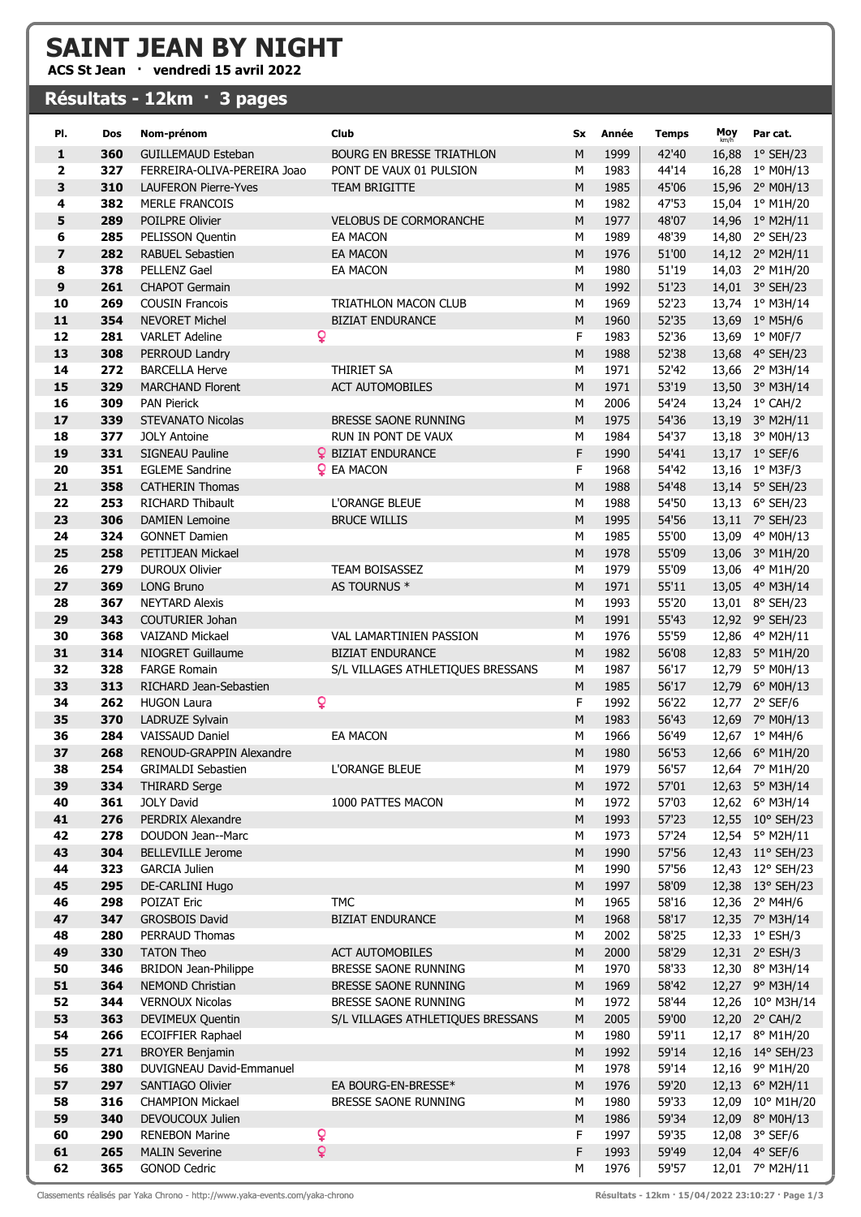# SAINT JEAN BY NIGHT

**ACS St Jean · vendredi 15 avril 2022**

## Résultats - 12km · 3 pages

| Pl. | Dos | Nom-prénom | Club | Sx | Année | Temps | Moy km/h | Par cat. |
|---|---|---|---|---|---|---|---|---|
| 1 | 360 | GUILLEMAUD Esteban | BOURG EN BRESSE TRIATHLON | M | 1999 | 42'40 | 16,88 | 1° SEH/23 |
| 2 | 327 | FERREIRA-OLIVA-PEREIRA Joao | PONT DE VAUX 01 PULSION | M | 1983 | 44'14 | 16,28 | 1° M0H/13 |
| 3 | 310 | LAUFERON Pierre-Yves | TEAM BRIGITTE | M | 1985 | 45'06 | 15,96 | 2° M0H/13 |
| 4 | 382 | MERLE FRANCOIS | | M | 1982 | 47'53 | 15,04 | 1° M1H/20 |
| 5 | 289 | POILPRE Olivier | VELOBUS DE CORMORANCHE | M | 1977 | 48'07 | 14,96 | 1° M2H/11 |
| 6 | 285 | PELISSON Quentin | EA MACON | M | 1989 | 48'39 | 14,80 | 2° SEH/23 |
| 7 | 282 | RABUEL Sebastien | EA MACON | M | 1976 | 51'00 | 14,12 | 2° M2H/11 |
| 8 | 378 | PELLENZ Gael | EA MACON | M | 1980 | 51'19 | 14,03 | 2° M1H/20 |
| 9 | 261 | CHAPOT Germain | | M | 1992 | 51'23 | 14,01 | 3° SEH/23 |
| 10 | 269 | COUSIN Francois | TRIATHLON MACON CLUB | M | 1969 | 52'23 | 13,74 | 1° M3H/14 |
| 11 | 354 | NEVORET Michel | BIZIAT ENDURANCE | M | 1960 | 52'35 | 13,69 | 1° M5H/6 |
| 12 | 281 | VARLET Adeline ♀ | | F | 1983 | 52'36 | 13,69 | 1° M0F/7 |
| 13 | 308 | PERROUD Landry | | M | 1988 | 52'38 | 13,68 | 4° SEH/23 |
| 14 | 272 | BARCELLA Herve | THIRIET SA | M | 1971 | 52'42 | 13,66 | 2° M3H/14 |
| 15 | 329 | MARCHAND Florent | ACT AUTOMOBILES | M | 1971 | 53'19 | 13,50 | 3° M3H/14 |
| 16 | 309 | PAN Pierick | | M | 2006 | 54'24 | 13,24 | 1° CAH/2 |
| 17 | 339 | STEVANATO Nicolas | BRESSE SAONE RUNNING | M | 1975 | 54'36 | 13,19 | 3° M2H/11 |
| 18 | 377 | JOLY Antoine | RUN IN PONT DE VAUX | M | 1984 | 54'37 | 13,18 | 3° M0H/13 |
| 19 | 331 | SIGNEAU Pauline ♀ | BIZIAT ENDURANCE | F | 1990 | 54'41 | 13,17 | 1° SEF/6 |
| 20 | 351 | EGLEME Sandrine ♀ | EA MACON | F | 1968 | 54'42 | 13,16 | 1° M3F/3 |
| 21 | 358 | CATHERIN Thomas | | M | 1988 | 54'48 | 13,14 | 5° SEH/23 |
| 22 | 253 | RICHARD Thibault | L'ORANGE BLEUE | M | 1988 | 54'50 | 13,13 | 6° SEH/23 |
| 23 | 306 | DAMIEN Lemoine | BRUCE WILLIS | M | 1995 | 54'56 | 13,11 | 7° SEH/23 |
| 24 | 324 | GONNET Damien | | M | 1985 | 55'00 | 13,09 | 4° M0H/13 |
| 25 | 258 | PETITJEAN Mickael | | M | 1978 | 55'09 | 13,06 | 3° M1H/20 |
| 26 | 279 | DUROUX Olivier | TEAM BOISASSEZ | M | 1979 | 55'09 | 13,06 | 4° M1H/20 |
| 27 | 369 | LONG Bruno | AS TOURNUS * | M | 1971 | 55'11 | 13,05 | 4° M3H/14 |
| 28 | 367 | NEYTARD Alexis | | M | 1993 | 55'20 | 13,01 | 8° SEH/23 |
| 29 | 343 | COUTURIER Johan | | M | 1991 | 55'43 | 12,92 | 9° SEH/23 |
| 30 | 368 | VAIZAND Mickael | VAL LAMARTINIEN PASSION | M | 1976 | 55'59 | 12,86 | 4° M2H/11 |
| 31 | 314 | NIOGRET Guillaume | BIZIAT ENDURANCE | M | 1982 | 56'08 | 12,83 | 5° M1H/20 |
| 32 | 328 | FARGE Romain | S/L VILLAGES ATHLETIQUES BRESSANS | M | 1987 | 56'17 | 12,79 | 5° M0H/13 |
| 33 | 313 | RICHARD Jean-Sebastien | | M | 1985 | 56'17 | 12,79 | 6° M0H/13 |
| 34 | 262 | HUGON Laura ♀ | | F | 1992 | 56'22 | 12,77 | 2° SEF/6 |
| 35 | 370 | LADRUZE Sylvain | | M | 1983 | 56'43 | 12,69 | 7° M0H/13 |
| 36 | 284 | VAISSAUD Daniel | EA MACON | M | 1966 | 56'49 | 12,67 | 1° M4H/6 |
| 37 | 268 | RENOUD-GRAPPIN Alexandre | | M | 1980 | 56'53 | 12,66 | 6° M1H/20 |
| 38 | 254 | GRIMALDI Sebastien | L'ORANGE BLEUE | M | 1979 | 56'57 | 12,64 | 7° M1H/20 |
| 39 | 334 | THIRARD Serge | | M | 1972 | 57'01 | 12,63 | 5° M3H/14 |
| 40 | 361 | JOLY David | 1000 PATTES MACON | M | 1972 | 57'03 | 12,62 | 6° M3H/14 |
| 41 | 276 | PERDRIX Alexandre | | M | 1993 | 57'23 | 12,55 | 10° SEH/23 |
| 42 | 278 | DOUDON Jean--Marc | | M | 1973 | 57'24 | 12,54 | 5° M2H/11 |
| 43 | 304 | BELLEVILLE Jerome | | M | 1990 | 57'56 | 12,43 | 11° SEH/23 |
| 44 | 323 | GARCIA Julien | | M | 1990 | 57'56 | 12,43 | 12° SEH/23 |
| 45 | 295 | DE-CARLINI Hugo | | M | 1997 | 58'09 | 12,38 | 13° SEH/23 |
| 46 | 298 | POIZAT Eric | TMC | M | 1965 | 58'16 | 12,36 | 2° M4H/6 |
| 47 | 347 | GROSBOIS David | BIZIAT ENDURANCE | M | 1968 | 58'17 | 12,35 | 7° M3H/14 |
| 48 | 280 | PERRAUD Thomas | | M | 2002 | 58'25 | 12,33 | 1° ESH/3 |
| 49 | 330 | TATON Theo | ACT AUTOMOBILES | M | 2000 | 58'29 | 12,31 | 2° ESH/3 |
| 50 | 346 | BRIDON Jean-Philippe | BRESSE SAONE RUNNING | M | 1970 | 58'33 | 12,30 | 8° M3H/14 |
| 51 | 364 | NEMOND Christian | BRESSE SAONE RUNNING | M | 1969 | 58'42 | 12,27 | 9° M3H/14 |
| 52 | 344 | VERNOUX Nicolas | BRESSE SAONE RUNNING | M | 1972 | 58'44 | 12,26 | 10° M3H/14 |
| 53 | 363 | DEVIMEUX Quentin | S/L VILLAGES ATHLETIQUES BRESSANS | M | 2005 | 59'00 | 12,20 | 2° CAH/2 |
| 54 | 266 | ECOIFFIER Raphael | | M | 1980 | 59'11 | 12,17 | 8° M1H/20 |
| 55 | 271 | BROYER Benjamin | | M | 1992 | 59'14 | 12,16 | 14° SEH/23 |
| 56 | 380 | DUVIGNEAU David-Emmanuel | | M | 1978 | 59'14 | 12,16 | 9° M1H/20 |
| 57 | 297 | SANTIAGO Olivier | EA BOURG-EN-BRESSE* | M | 1976 | 59'20 | 12,13 | 6° M2H/11 |
| 58 | 316 | CHAMPION Mickael | BRESSE SAONE RUNNING | M | 1980 | 59'33 | 12,09 | 10° M1H/20 |
| 59 | 340 | DEVOUCOUX Julien | | M | 1986 | 59'34 | 12,09 | 8° M0H/13 |
| 60 | 290 | RENEBON Marine ♀ | | F | 1997 | 59'35 | 12,08 | 3° SEF/6 |
| 61 | 265 | MALIN Severine ♀ | | F | 1993 | 59'49 | 12,04 | 4° SEF/6 |
| 62 | 365 | GONOD Cedric | | M | 1976 | 59'57 | 12,01 | 7° M2H/11 |

Classements réalisés par Yaka Chrono - http://www.yaka-events.com/yaka-chrono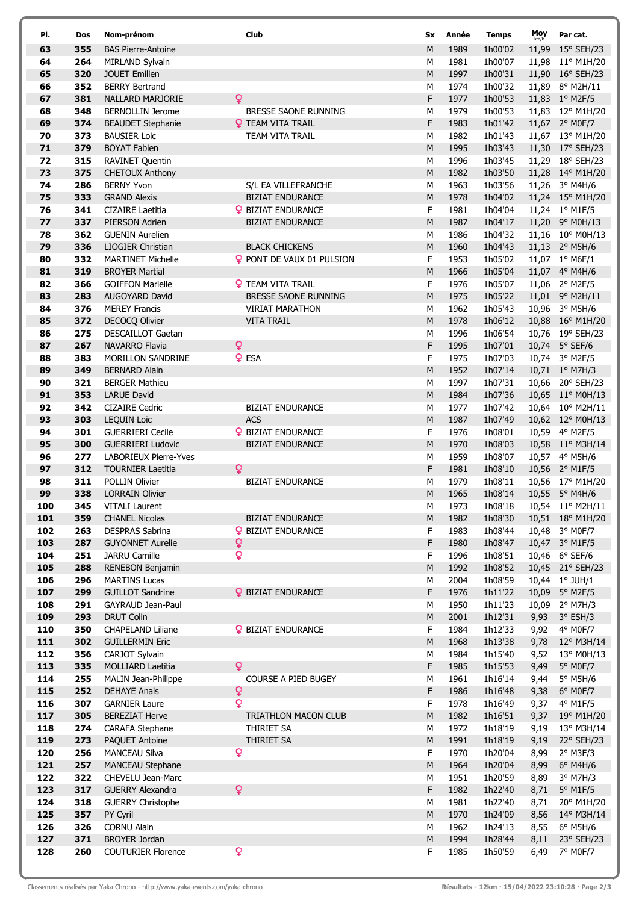| Pl. | Dos | Nom-prénom | Club | Sx | Année | Temps | Moy km/h | Par cat. |
|---|---|---|---|---|---|---|---|---|
| 63 | 355 | BAS Pierre-Antoine | | M | 1989 | 1h00'02 | 11,99 | 15° SEH/23 |
| 64 | 264 | MIRLAND Sylvain | | M | 1981 | 1h00'07 | 11,98 | 11° M1H/20 |
| 65 | 320 | JOUET Emilien | | M | 1997 | 1h00'31 | 11,90 | 16° SEH/23 |
| 66 | 352 | BERRY Bertrand | | M | 1974 | 1h00'32 | 11,89 | 8° M2H/11 |
| 67 | 381 | NALLARD MARJORIE | ♀ | F | 1977 | 1h00'53 | 11,83 | 1° M2F/5 |
| 68 | 348 | BERNOLLIN Jerome | BRESSE SAONE RUNNING | M | 1979 | 1h00'53 | 11,83 | 12° M1H/20 |
| 69 | 374 | BEAUDET Stephanie | ♀ TEAM VITA TRAIL | F | 1983 | 1h01'42 | 11,67 | 2° M0F/7 |
| 70 | 373 | BAUSIER Loic | TEAM VITA TRAIL | M | 1982 | 1h01'43 | 11,67 | 13° M1H/20 |
| 71 | 379 | BOYAT Fabien | | M | 1995 | 1h03'43 | 11,30 | 17° SEH/23 |
| 72 | 315 | RAVINET Quentin | | M | 1996 | 1h03'45 | 11,29 | 18° SEH/23 |
| 73 | 375 | CHETOUX Anthony | | M | 1982 | 1h03'50 | 11,28 | 14° M1H/20 |
| 74 | 286 | BERNY Yvon | S/L EA VILLEFRANCHE | M | 1963 | 1h03'56 | 11,26 | 3° M4H/6 |
| 75 | 333 | GRAND Alexis | BIZIAT ENDURANCE | M | 1978 | 1h04'02 | 11,24 | 15° M1H/20 |
| 76 | 341 | CIZAIRE Laetitia | ♀ BIZIAT ENDURANCE | F | 1981 | 1h04'04 | 11,24 | 1° M1F/5 |
| 77 | 337 | PIERSON Adrien | BIZIAT ENDURANCE | M | 1987 | 1h04'17 | 11,20 | 9° M0H/13 |
| 78 | 362 | GUENIN Aurelien | | M | 1986 | 1h04'32 | 11,16 | 10° M0H/13 |
| 79 | 336 | LIOGIER Christian | BLACK CHICKENS | M | 1960 | 1h04'43 | 11,13 | 2° M5H/6 |
| 80 | 332 | MARTINET Michelle | ♀ PONT DE VAUX 01 PULSION | F | 1953 | 1h05'02 | 11,07 | 1° M6F/1 |
| 81 | 319 | BROYER Martial | | M | 1966 | 1h05'04 | 11,07 | 4° M4H/6 |
| 82 | 366 | GOIFFON Marielle | ♀ TEAM VITA TRAIL | F | 1976 | 1h05'07 | 11,06 | 2° M2F/5 |
| 83 | 283 | AUGOYARD David | BRESSE SAONE RUNNING | M | 1975 | 1h05'22 | 11,01 | 9° M2H/11 |
| 84 | 376 | MEREY Francis | VIRIAT MARATHON | M | 1962 | 1h05'43 | 10,96 | 3° M5H/6 |
| 85 | 372 | DECOCQ Olivier | VITA TRAIL | M | 1978 | 1h06'12 | 10,88 | 16° M1H/20 |
| 86 | 275 | DESCAILLOT Gaetan | | M | 1996 | 1h06'54 | 10,76 | 19° SEH/23 |
| 87 | 267 | NAVARRO Flavia | ♀ | F | 1995 | 1h07'01 | 10,74 | 5° SEF/6 |
| 88 | 383 | MORILLON SANDRINE | ♀ ESA | F | 1975 | 1h07'03 | 10,74 | 3° M2F/5 |
| 89 | 349 | BERNARD Alain | | M | 1952 | 1h07'14 | 10,71 | 1° M7H/3 |
| 90 | 321 | BERGER Mathieu | | M | 1997 | 1h07'31 | 10,66 | 20° SEH/23 |
| 91 | 353 | LARUE David | | M | 1984 | 1h07'36 | 10,65 | 11° M0H/13 |
| 92 | 342 | CIZAIRE Cedric | BIZIAT ENDURANCE | M | 1977 | 1h07'42 | 10,64 | 10° M2H/11 |
| 93 | 303 | LEQUIN Loic | ACS | M | 1987 | 1h07'49 | 10,62 | 12° M0H/13 |
| 94 | 301 | GUERRIERI Cecile | ♀ BIZIAT ENDURANCE | F | 1976 | 1h08'01 | 10,59 | 4° M2F/5 |
| 95 | 300 | GUERRIERI Ludovic | BIZIAT ENDURANCE | M | 1970 | 1h08'03 | 10,58 | 11° M3H/14 |
| 96 | 277 | LABORIEUX Pierre-Yves | | M | 1959 | 1h08'07 | 10,57 | 4° M5H/6 |
| 97 | 312 | TOURNIER Laetitia | ♀ | F | 1981 | 1h08'10 | 10,56 | 2° M1F/5 |
| 98 | 311 | POLLIN Olivier | BIZIAT ENDURANCE | M | 1979 | 1h08'11 | 10,56 | 17° M1H/20 |
| 99 | 338 | LORRAIN Olivier | | M | 1965 | 1h08'14 | 10,55 | 5° M4H/6 |
| 100 | 345 | VITALI Laurent | | M | 1973 | 1h08'18 | 10,54 | 11° M2H/11 |
| 101 | 359 | CHANEL Nicolas | BIZIAT ENDURANCE | M | 1982 | 1h08'30 | 10,51 | 18° M1H/20 |
| 102 | 263 | DESPRAS Sabrina | ♀ BIZIAT ENDURANCE | F | 1983 | 1h08'44 | 10,48 | 3° M0F/7 |
| 103 | 287 | GUYONNET Aurelie | ♀ | F | 1980 | 1h08'47 | 10,47 | 3° M1F/5 |
| 104 | 251 | JARRU Camille | ♀ | F | 1996 | 1h08'51 | 10,46 | 6° SEF/6 |
| 105 | 288 | RENEBON Benjamin | | M | 1992 | 1h08'52 | 10,45 | 21° SEH/23 |
| 106 | 296 | MARTINS Lucas | | M | 2004 | 1h08'59 | 10,44 | 1° JUH/1 |
| 107 | 299 | GUILLOT Sandrine | ♀ BIZIAT ENDURANCE | F | 1976 | 1h11'22 | 10,09 | 5° M2F/5 |
| 108 | 291 | GAYRAUD Jean-Paul | | M | 1950 | 1h11'23 | 10,09 | 2° M7H/3 |
| 109 | 293 | DRUT Colin | | M | 2001 | 1h12'31 | 9,93 | 3° ESH/3 |
| 110 | 350 | CHAPELAND Liliane | ♀ BIZIAT ENDURANCE | F | 1984 | 1h12'33 | 9,92 | 4° M0F/7 |
| 111 | 302 | GUILLERMIN Eric | | M | 1968 | 1h13'38 | 9,78 | 12° M3H/14 |
| 112 | 356 | CARJOT Sylvain | | M | 1984 | 1h15'40 | 9,52 | 13° M0H/13 |
| 113 | 335 | MOLLIARD Laetitia | ♀ | F | 1985 | 1h15'53 | 9,49 | 5° M0F/7 |
| 114 | 255 | MALIN Jean-Philippe | COURSE A PIED BUGEY | M | 1961 | 1h16'14 | 9,44 | 5° M5H/6 |
| 115 | 252 | DEHAYE Anais | ♀ | F | 1986 | 1h16'48 | 9,38 | 6° M0F/7 |
| 116 | 307 | GARNIER Laure | ♀ | F | 1978 | 1h16'49 | 9,37 | 4° M1F/5 |
| 117 | 305 | BEREZIAT Herve | TRIATHLON MACON CLUB | M | 1982 | 1h16'51 | 9,37 | 19° M1H/20 |
| 118 | 274 | CARAFA Stephane | THIRIET SA | M | 1972 | 1h18'19 | 9,19 | 13° M3H/14 |
| 119 | 273 | PAQUET Antoine | THIRIET SA | M | 1991 | 1h18'19 | 9,19 | 22° SEH/23 |
| 120 | 256 | MANCEAU Silva | ♀ | F | 1970 | 1h20'04 | 8,99 | 2° M3F/3 |
| 121 | 257 | MANCEAU Stephane | | M | 1964 | 1h20'04 | 8,99 | 6° M4H/6 |
| 122 | 322 | CHEVELU Jean-Marc | | M | 1951 | 1h20'59 | 8,89 | 3° M7H/3 |
| 123 | 317 | GUERRY Alexandra | ♀ | F | 1982 | 1h22'40 | 8,71 | 5° M1F/5 |
| 124 | 318 | GUERRY Christophe | | M | 1981 | 1h22'40 | 8,71 | 20° M1H/20 |
| 125 | 357 | PY Cyril | | M | 1970 | 1h24'09 | 8,56 | 14° M3H/14 |
| 126 | 326 | CORNU Alain | | M | 1962 | 1h24'13 | 8,55 | 6° M5H/6 |
| 127 | 371 | BROYER Jordan | | M | 1994 | 1h28'44 | 8,11 | 23° SEH/23 |
| 128 | 260 | COUTURIER Florence | ♀ | F | 1985 | 1h50'59 | 6,49 | 7° M0F/7 |

Classements réalisés par Yaka Chrono - http://www.yaka-events.com/yaka-chrono

Résultats - 12km · 15/04/2022 23:10:28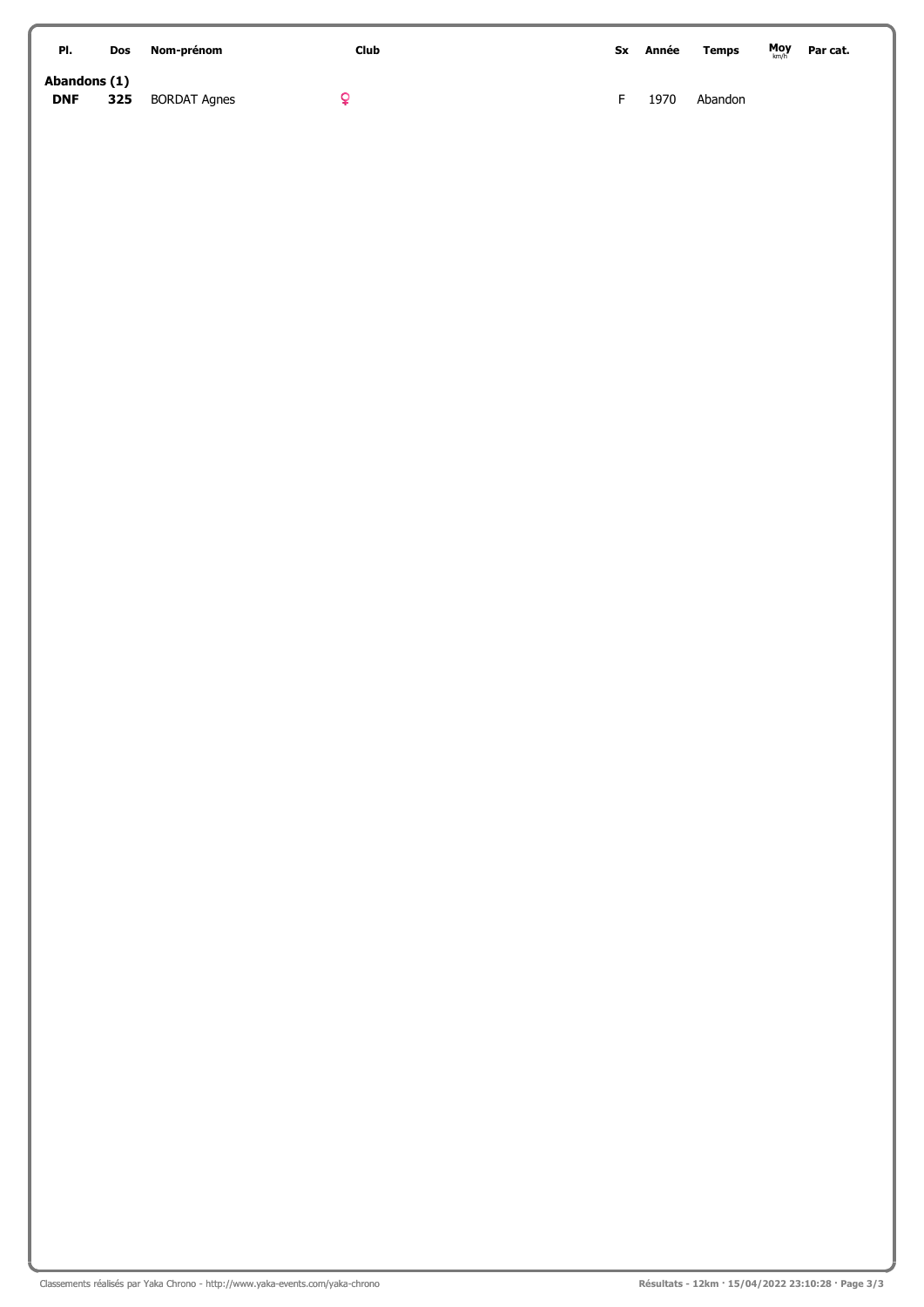| Pl. | Dos | Nom-prénom | Club | Sx | Année | Temps | Moy km/h | Par cat. |
|---|---|---|---|---|---|---|---|---|
| **Abandons (1)** | | | | | | | | |
| **DNF** | **325** | BORDAT Agnes | ♀ | F | 1970 | Abandon | | |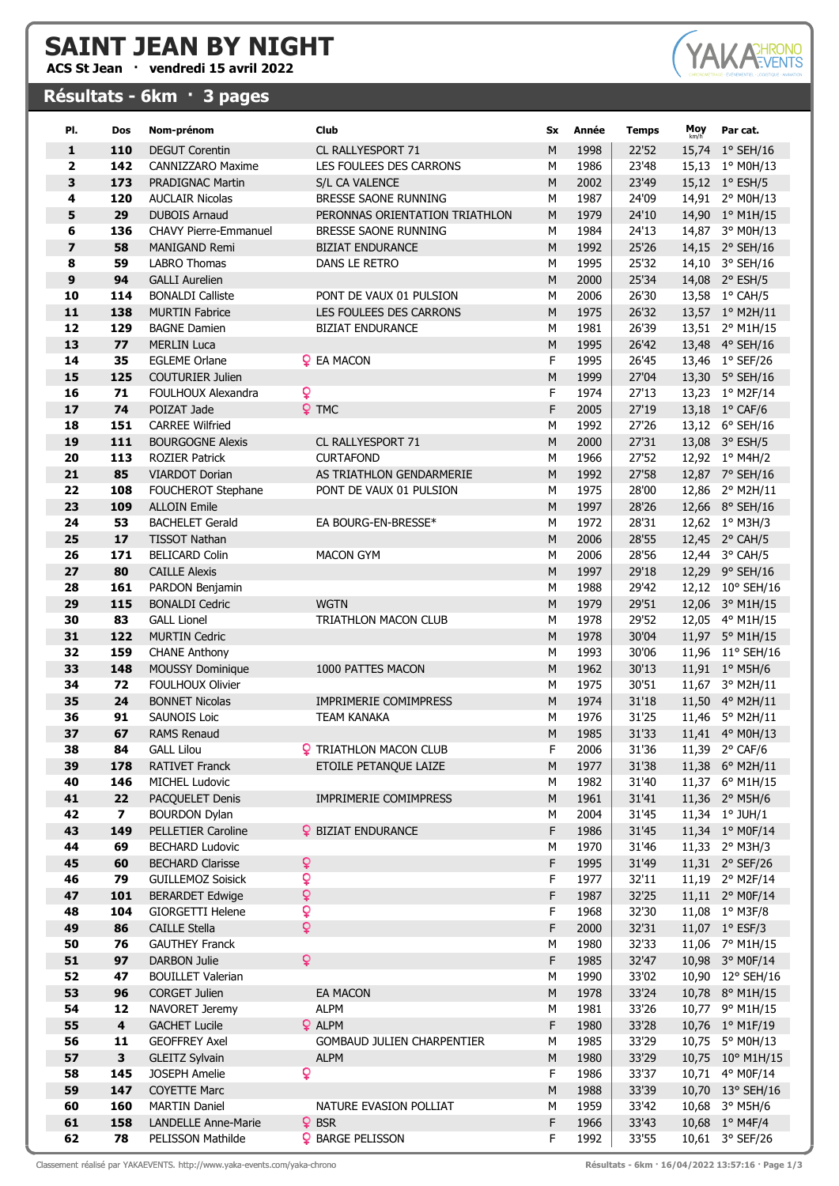# SAINT JEAN BY NIGHT

**ACS St Jean · vendredi 15 avril 2022**

## Résultats - 6km · 3 pages

| Pl. | Dos | Nom-prénom | Club | Sx | Année | Temps | Moy km/h | Par cat. |
|---|---|---|---|---|---|---|---|---|
| 1 | 110 | DEGUT Corentin | CL RALLYESPORT 71 | M | 1998 | 22'52 | 15,74 | 1° SEH/16 |
| 2 | 142 | CANNIZZARO Maxime | LES FOULEES DES CARRONS | M | 1986 | 23'48 | 15,13 | 1° M0H/13 |
| 3 | 173 | PRADIGNAC Martin | S/L CA VALENCE | M | 2002 | 23'49 | 15,12 | 1° ESH/5 |
| 4 | 120 | AUCLAIR Nicolas | BRESSE SAONE RUNNING | M | 1987 | 24'09 | 14,91 | 2° M0H/13 |
| 5 | 29 | DUBOIS Arnaud | PERONNAS ORIENTATION TRIATHLON | M | 1979 | 24'10 | 14,90 | 1° M1H/15 |
| 6 | 136 | CHAVY Pierre-Emmanuel | BRESSE SAONE RUNNING | M | 1984 | 24'13 | 14,87 | 3° M0H/13 |
| 7 | 58 | MANIGAND Remi | BIZIAT ENDURANCE | M | 1992 | 25'26 | 14,15 | 2° SEH/16 |
| 8 | 59 | LABRO Thomas | DANS LE RETRO | M | 1995 | 25'32 | 14,10 | 3° SEH/16 |
| 9 | 94 | GALLI Aurelien | | M | 2000 | 25'34 | 14,08 | 2° ESH/5 |
| 10 | 114 | BONALDI Calliste | PONT DE VAUX 01 PULSION | M | 2006 | 26'30 | 13,58 | 1° CAH/5 |
| 11 | 138 | MURTIN Fabrice | LES FOULEES DES CARRONS | M | 1975 | 26'32 | 13,57 | 1° M2H/11 |
| 12 | 129 | BAGNE Damien | BIZIAT ENDURANCE | M | 1981 | 26'39 | 13,51 | 2° M1H/15 |
| 13 | 77 | MERLIN Luca | | M | 1995 | 26'42 | 13,48 | 4° SEH/16 |
| 14 | 35 | EGLEME Orlane | ♀ EA MACON | F | 1995 | 26'45 | 13,46 | 1° SEF/26 |
| 15 | 125 | COUTURIER Julien | | M | 1999 | 27'04 | 13,30 | 5° SEH/16 |
| 16 | 71 | FOULHOUX Alexandra | ♀ | F | 1974 | 27'13 | 13,23 | 1° M2F/14 |
| 17 | 74 | POIZAT Jade | ♀ TMC | F | 2005 | 27'19 | 13,18 | 1° CAF/6 |
| 18 | 151 | CARREE Wilfried | | M | 1992 | 27'26 | 13,12 | 6° SEH/16 |
| 19 | 111 | BOURGOGNE Alexis | CL RALLYESPORT 71 | M | 2000 | 27'31 | 13,08 | 3° ESH/5 |
| 20 | 113 | ROZIER Patrick | CURTAFOND | M | 1966 | 27'52 | 12,92 | 1° M4H/2 |
| 21 | 85 | VIARDOT Dorian | AS TRIATHLON GENDARMERIE | M | 1992 | 27'58 | 12,87 | 7° SEH/16 |
| 22 | 108 | FOUCHEROT Stephane | PONT DE VAUX 01 PULSION | M | 1975 | 28'00 | 12,86 | 2° M2H/11 |
| 23 | 109 | ALLOIN Emile | | M | 1997 | 28'26 | 12,66 | 8° SEH/16 |
| 24 | 53 | BACHELET Gerald | EA BOURG-EN-BRESSE* | M | 1972 | 28'31 | 12,62 | 1° M3H/3 |
| 25 | 17 | TISSOT Nathan | | M | 2006 | 28'55 | 12,45 | 2° CAH/5 |
| 26 | 171 | BELICARD Colin | MACON GYM | M | 2006 | 28'56 | 12,44 | 3° CAH/5 |
| 27 | 80 | CAILLE Alexis | | M | 1997 | 29'18 | 12,29 | 9° SEH/16 |
| 28 | 161 | PARDON Benjamin | | M | 1988 | 29'42 | 12,12 | 10° SEH/16 |
| 29 | 115 | BONALDI Cedric | WGTN | M | 1979 | 29'51 | 12,06 | 3° M1H/15 |
| 30 | 83 | GALL Lionel | TRIATHLON MACON CLUB | M | 1978 | 29'52 | 12,05 | 4° M1H/15 |
| 31 | 122 | MURTIN Cedric | | M | 1978 | 30'04 | 11,97 | 5° M1H/15 |
| 32 | 159 | CHANE Anthony | | M | 1993 | 30'06 | 11,96 | 11° SEH/16 |
| 33 | 148 | MOUSSY Dominique | 1000 PATTES MACON | M | 1962 | 30'13 | 11,91 | 1° M5H/6 |
| 34 | 72 | FOULHOUX Olivier | | M | 1975 | 30'51 | 11,67 | 3° M2H/11 |
| 35 | 24 | BONNET Nicolas | IMPRIMERIE COMIMPRESS | M | 1974 | 31'18 | 11,50 | 4° M2H/11 |
| 36 | 91 | SAUNOIS Loic | TEAM KANAKA | M | 1976 | 31'25 | 11,46 | 5° M2H/11 |
| 37 | 67 | RAMS Renaud | | M | 1985 | 31'33 | 11,41 | 4° M0H/13 |
| 38 | 84 | GALL Lilou | ♀ TRIATHLON MACON CLUB | F | 2006 | 31'36 | 11,39 | 2° CAF/6 |
| 39 | 178 | RATIVET Franck | ETOILE PETANQUE LAIZE | M | 1977 | 31'38 | 11,38 | 6° M2H/11 |
| 40 | 146 | MICHEL Ludovic | | M | 1982 | 31'40 | 11,37 | 6° M1H/15 |
| 41 | 22 | PACQUELET Denis | IMPRIMERIE COMIMPRESS | M | 1961 | 31'41 | 11,36 | 2° M5H/6 |
| 42 | 7 | BOURDON Dylan | | M | 2004 | 31'45 | 11,34 | 1° JUH/1 |
| 43 | 149 | PELLETIER Caroline | ♀ BIZIAT ENDURANCE | F | 1986 | 31'45 | 11,34 | 1° M0F/14 |
| 44 | 69 | BECHARD Ludovic | | M | 1970 | 31'46 | 11,33 | 2° M3H/3 |
| 45 | 60 | BECHARD Clarisse | ♀ | F | 1995 | 31'49 | 11,31 | 2° SEF/26 |
| 46 | 79 | GUILLEMOZ Soisick | ♀ | F | 1977 | 32'11 | 11,19 | 2° M2F/14 |
| 47 | 101 | BERARDET Edwige | ♀ | F | 1987 | 32'25 | 11,11 | 2° M0F/14 |
| 48 | 104 | GIORGETTI Helene | ♀ | F | 1968 | 32'30 | 11,08 | 1° M3F/8 |
| 49 | 86 | CAILLE Stella | ♀ | F | 2000 | 32'31 | 11,07 | 1° ESF/3 |
| 50 | 76 | GAUTHEY Franck | | M | 1980 | 32'33 | 11,06 | 7° M1H/15 |
| 51 | 97 | DARBON Julie | ♀ | F | 1985 | 32'47 | 10,98 | 3° M0F/14 |
| 52 | 47 | BOUILLET Valerian | | M | 1990 | 33'02 | 10,90 | 12° SEH/16 |
| 53 | 96 | CORGET Julien | EA MACON | M | 1978 | 33'24 | 10,78 | 8° M1H/15 |
| 54 | 12 | NAVORET Jeremy | ALPM | M | 1981 | 33'26 | 10,77 | 9° M1H/15 |
| 55 | 4 | GACHET Lucile | ♀ ALPM | F | 1980 | 33'28 | 10,76 | 1° M1F/19 |
| 56 | 11 | GEOFFREY Axel | GOMBAUD JULIEN CHARPENTIER | M | 1985 | 33'29 | 10,75 | 5° M0H/13 |
| 57 | 3 | GLEITZ Sylvain | ALPM | M | 1980 | 33'29 | 10,75 | 10° M1H/15 |
| 58 | 145 | JOSEPH Amelie | ♀ | F | 1986 | 33'37 | 10,71 | 4° M0F/14 |
| 59 | 147 | COYETTE Marc | | M | 1988 | 33'39 | 10,70 | 13° SEH/16 |
| 60 | 160 | MARTIN Daniel | NATURE EVASION POLLIAT | M | 1959 | 33'42 | 10,68 | 3° M5H/6 |
| 61 | 158 | LANDELLE Anne-Marie | ♀ BSR | F | 1966 | 33'43 | 10,68 | 1° M4F/4 |
| 62 | 78 | PELISSON Mathilde | ♀ BARGE PELISSON | F | 1992 | 33'55 | 10,61 | 3° SEF/26 |

Classement réalisé par YAKAEVENTS. http://www.yaka-events.com/yaka-chrono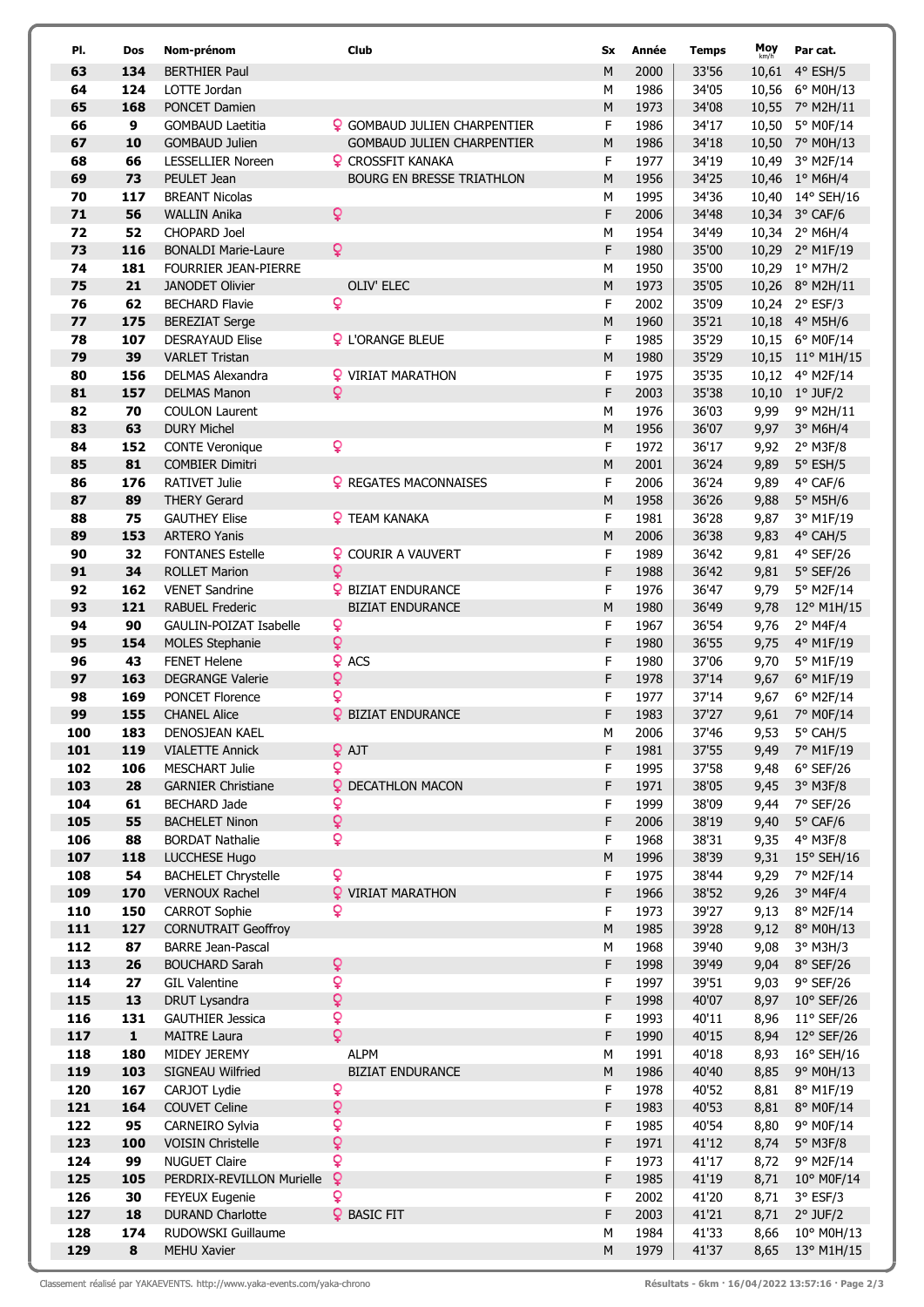| Pl. | Dos | Nom-prénom | Club | Sx | Année | Temps | Moy km/h | Par cat. |
|---|---|---|---|---|---|---|---|---|
| 63 | 134 | BERTHIER Paul | | M | 2000 | 33'56 | 10,61 | 4° ESH/5 |
| 64 | 124 | LOTTE Jordan | | M | 1986 | 34'05 | 10,56 | 6° M0H/13 |
| 65 | 168 | PONCET Damien | | M | 1973 | 34'08 | 10,55 | 7° M2H/11 |
| 66 | 9 | GOMBAUD Laetitia | ♀ GOMBAUD JULIEN CHARPENTIER | F | 1986 | 34'17 | 10,50 | 5° M0F/14 |
| 67 | 10 | GOMBAUD Julien | GOMBAUD JULIEN CHARPENTIER | M | 1986 | 34'18 | 10,50 | 7° M0H/13 |
| 68 | 66 | LESSELLIER Noreen | ♀ CROSSFIT KANAKA | F | 1977 | 34'19 | 10,49 | 3° M2F/14 |
| 69 | 73 | PEULET Jean | BOURG EN BRESSE TRIATHLON | M | 1956 | 34'25 | 10,46 | 1° M6H/4 |
| 70 | 117 | BREANT Nicolas | | M | 1995 | 34'36 | 10,40 | 14° SEH/16 |
| 71 | 56 | WALLIN Anika | ♀ | F | 2006 | 34'48 | 10,34 | 3° CAF/6 |
| 72 | 52 | CHOPARD Joel | | M | 1954 | 34'49 | 10,34 | 2° M6H/4 |
| 73 | 116 | BONALDI Marie-Laure | ♀ | F | 1980 | 35'00 | 10,29 | 2° M1F/19 |
| 74 | 181 | FOURRIER JEAN-PIERRE | | M | 1950 | 35'00 | 10,29 | 1° M7H/2 |
| 75 | 21 | JANODET Olivier | OLIV' ELEC | M | 1973 | 35'05 | 10,26 | 8° M2H/11 |
| 76 | 62 | BECHARD Flavie | ♀ | F | 2002 | 35'09 | 10,24 | 2° ESF/3 |
| 77 | 175 | BEREZIAT Serge | | M | 1960 | 35'21 | 10,18 | 4° M5H/6 |
| 78 | 107 | DESRAYAUD Elise | ♀ L'ORANGE BLEUE | F | 1985 | 35'29 | 10,15 | 6° M0F/14 |
| 79 | 39 | VARLET Tristan | | M | 1980 | 35'29 | 10,15 | 11° M1H/15 |
| 80 | 156 | DELMAS Alexandra | ♀ VIRIAT MARATHON | F | 1975 | 35'35 | 10,12 | 4° M2F/14 |
| 81 | 157 | DELMAS Manon | ♀ | F | 2003 | 35'38 | 10,10 | 1° JUF/2 |
| 82 | 70 | COULON Laurent | | M | 1976 | 36'03 | 9,99 | 9° M2H/11 |
| 83 | 63 | DURY Michel | | M | 1956 | 36'07 | 9,97 | 3° M6H/4 |
| 84 | 152 | CONTE Veronique | ♀ | F | 1972 | 36'17 | 9,92 | 2° M3F/8 |
| 85 | 81 | COMBIER Dimitri | | M | 2001 | 36'24 | 9,89 | 5° ESH/5 |
| 86 | 176 | RATIVET Julie | ♀ REGATES MACONNAISES | F | 2006 | 36'24 | 9,89 | 4° CAF/6 |
| 87 | 89 | THERY Gerard | | M | 1958 | 36'26 | 9,88 | 5° M5H/6 |
| 88 | 75 | GAUTHEY Elise | ♀ TEAM KANAKA | F | 1981 | 36'28 | 9,87 | 3° M1F/19 |
| 89 | 153 | ARTERO Yanis | | M | 2006 | 36'38 | 9,83 | 4° CAH/5 |
| 90 | 32 | FONTANES Estelle | ♀ COURIR A VAUVERT | F | 1989 | 36'42 | 9,81 | 4° SEF/26 |
| 91 | 34 | ROLLET Marion | ♀ | F | 1988 | 36'42 | 9,81 | 5° SEF/26 |
| 92 | 162 | VENET Sandrine | ♀ BIZIAT ENDURANCE | F | 1976 | 36'47 | 9,79 | 5° M2F/14 |
| 93 | 121 | RABUEL Frederic | BIZIAT ENDURANCE | M | 1980 | 36'49 | 9,78 | 12° M1H/15 |
| 94 | 90 | GAULIN-POIZAT Isabelle | ♀ | F | 1967 | 36'54 | 9,76 | 2° M4F/4 |
| 95 | 154 | MOLES Stephanie | ♀ | F | 1980 | 36'55 | 9,75 | 4° M1F/19 |
| 96 | 43 | FENET Helene | ♀ ACS | F | 1980 | 37'06 | 9,70 | 5° M1F/19 |
| 97 | 163 | DEGRANGE Valerie | ♀ | F | 1978 | 37'14 | 9,67 | 6° M1F/19 |
| 98 | 169 | PONCET Florence | ♀ | F | 1977 | 37'14 | 9,67 | 6° M2F/14 |
| 99 | 155 | CHANEL Alice | ♀ BIZIAT ENDURANCE | F | 1983 | 37'27 | 9,61 | 7° M0F/14 |
| 100 | 183 | DENOSJEAN KAEL | | M | 2006 | 37'46 | 9,53 | 5° CAH/5 |
| 101 | 119 | VIALETTE Annick | ♀ AJT | F | 1981 | 37'55 | 9,49 | 7° M1F/19 |
| 102 | 106 | MESCHART Julie | ♀ | F | 1995 | 37'58 | 9,48 | 6° SEF/26 |
| 103 | 28 | GARNIER Christiane | ♀ DECATHLON MACON | F | 1971 | 38'05 | 9,45 | 3° M3F/8 |
| 104 | 61 | BECHARD Jade | ♀ | F | 1999 | 38'09 | 9,44 | 7° SEF/26 |
| 105 | 55 | BACHELET Ninon | ♀ | F | 2006 | 38'19 | 9,40 | 5° CAF/6 |
| 106 | 88 | BORDAT Nathalie | ♀ | F | 1968 | 38'31 | 9,35 | 4° M3F/8 |
| 107 | 118 | LUCCHESE Hugo | | M | 1996 | 38'39 | 9,31 | 15° SEH/16 |
| 108 | 54 | BACHELET Chrystelle | ♀ | F | 1975 | 38'44 | 9,29 | 7° M2F/14 |
| 109 | 170 | VERNOUX Rachel | ♀ VIRIAT MARATHON | F | 1966 | 38'52 | 9,26 | 3° M4F/4 |
| 110 | 150 | CARROT Sophie | ♀ | F | 1973 | 39'27 | 9,13 | 8° M2F/14 |
| 111 | 127 | CORNUTRAIT Geoffroy | | M | 1985 | 39'28 | 9,12 | 8° M0H/13 |
| 112 | 87 | BARRE Jean-Pascal | | M | 1968 | 39'40 | 9,08 | 3° M3H/3 |
| 113 | 26 | BOUCHARD Sarah | ♀ | F | 1998 | 39'49 | 9,04 | 8° SEF/26 |
| 114 | 27 | GIL Valentine | ♀ | F | 1997 | 39'51 | 9,03 | 9° SEF/26 |
| 115 | 13 | DRUT Lysandra | ♀ | F | 1998 | 40'07 | 8,97 | 10° SEF/26 |
| 116 | 131 | GAUTHIER Jessica | ♀ | F | 1993 | 40'11 | 8,96 | 11° SEF/26 |
| 117 | 1 | MAITRE Laura | ♀ | F | 1990 | 40'15 | 8,94 | 12° SEF/26 |
| 118 | 180 | MIDEY JEREMY | ALPM | M | 1991 | 40'18 | 8,93 | 16° SEH/16 |
| 119 | 103 | SIGNEAU Wilfried | BIZIAT ENDURANCE | M | 1986 | 40'40 | 8,85 | 9° M0H/13 |
| 120 | 167 | CARJOT Lydie | ♀ | F | 1978 | 40'52 | 8,81 | 8° M1F/19 |
| 121 | 164 | COUVET Celine | ♀ | F | 1983 | 40'53 | 8,81 | 8° M0F/14 |
| 122 | 95 | CARNEIRO Sylvia | ♀ | F | 1985 | 40'54 | 8,80 | 9° M0F/14 |
| 123 | 100 | VOISIN Christelle | ♀ | F | 1971 | 41'12 | 8,74 | 5° M3F/8 |
| 124 | 99 | NUGUET Claire | ♀ | F | 1973 | 41'17 | 8,72 | 9° M2F/14 |
| 125 | 105 | PERDRIX-REVILLON Murielle | ♀ | F | 1985 | 41'19 | 8,71 | 10° M0F/14 |
| 126 | 30 | FEYEUX Eugenie | ♀ | F | 2002 | 41'20 | 8,71 | 3° ESF/3 |
| 127 | 18 | DURAND Charlotte | ♀ BASIC FIT | F | 2003 | 41'21 | 8,71 | 2° JUF/2 |
| 128 | 174 | RUDOWSKI Guillaume | | M | 1984 | 41'33 | 8,66 | 10° M0H/13 |
| 129 | 8 | MEHU Xavier | | M | 1979 | 41'37 | 8,65 | 13° M1H/15 |

Classement réalisé par YAKAEVENTS. http://www.yaka-events.com/yaka-chrono

Résultats - 6km · 16/04/2022 13:57:16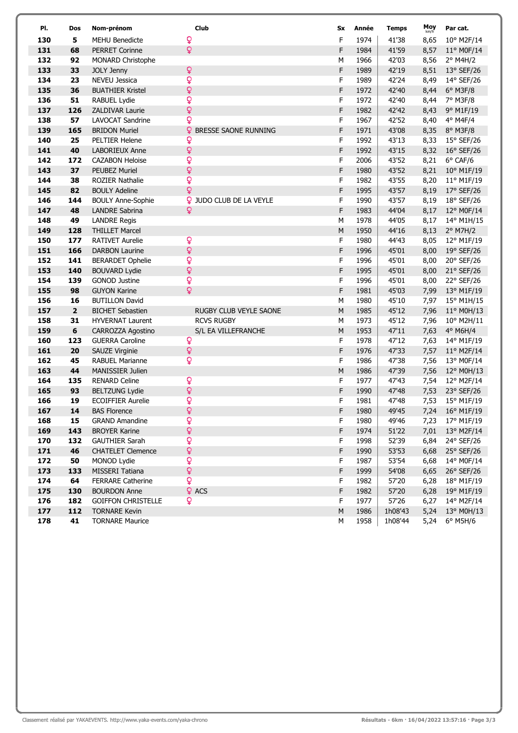| Pl. | Dos | Nom-prénom | Club | Sx | Année | Temps | Moy km/h | Par cat. |
|---|---|---|---|---|---|---|---|---|
| 130 | 5 | MEHU Benedicte | ♀ | F | 1974 | 41'38 | 8,65 | 10° M2F/14 |
| 131 | 68 | PERRET Corinne | ♀ | F | 1984 | 41'59 | 8,57 | 11° M0F/14 |
| 132 | 92 | MONARD Christophe | | M | 1966 | 42'03 | 8,56 | 2° M4H/2 |
| 133 | 33 | JOLY Jenny | ♀ | F | 1989 | 42'19 | 8,51 | 13° SEF/26 |
| 134 | 23 | NEVEU Jessica | ♀ | F | 1989 | 42'24 | 8,49 | 14° SEF/26 |
| 135 | 36 | BUATHIER Kristel | ♀ | F | 1972 | 42'40 | 8,44 | 6° M3F/8 |
| 136 | 51 | RABUEL Lydie | ♀ | F | 1972 | 42'40 | 8,44 | 7° M3F/8 |
| 137 | 126 | ZALDIVAR Laurie | ♀ | F | 1982 | 42'42 | 8,43 | 9° M1F/19 |
| 138 | 57 | LAVOCAT Sandrine | ♀ | F | 1967 | 42'52 | 8,40 | 4° M4F/4 |
| 139 | 165 | BRIDON Muriel | ♀ BRESSE SAONE RUNNING | F | 1971 | 43'08 | 8,35 | 8° M3F/8 |
| 140 | 25 | PELTIER Helene | ♀ | F | 1992 | 43'13 | 8,33 | 15° SEF/26 |
| 141 | 40 | LABORIEUX Anne | ♀ | F | 1992 | 43'15 | 8,32 | 16° SEF/26 |
| 142 | 172 | CAZABON Heloise | ♀ | F | 2006 | 43'52 | 8,21 | 6° CAF/6 |
| 143 | 37 | PEUBEZ Muriel | ♀ | F | 1980 | 43'52 | 8,21 | 10° M1F/19 |
| 144 | 38 | ROZIER Nathalie | ♀ | F | 1982 | 43'55 | 8,20 | 11° M1F/19 |
| 145 | 82 | BOULY Adeline | ♀ | F | 1995 | 43'57 | 8,19 | 17° SEF/26 |
| 146 | 144 | BOULY Anne-Sophie | ♀ JUDO CLUB DE LA VEYLE | F | 1990 | 43'57 | 8,19 | 18° SEF/26 |
| 147 | 48 | LANDRE Sabrina | ♀ | F | 1983 | 44'04 | 8,17 | 12° M0F/14 |
| 148 | 49 | LANDRE Regis | | M | 1978 | 44'05 | 8,17 | 14° M1H/15 |
| 149 | 128 | THILLET Marcel | | M | 1950 | 44'16 | 8,13 | 2° M7H/2 |
| 150 | 177 | RATIVET Aurelie | ♀ | F | 1980 | 44'43 | 8,05 | 12° M1F/19 |
| 151 | 166 | DARBON Laurine | ♀ | F | 1996 | 45'01 | 8,00 | 19° SEF/26 |
| 152 | 141 | BERARDET Ophelie | ♀ | F | 1996 | 45'01 | 8,00 | 20° SEF/26 |
| 153 | 140 | BOUVARD Lydie | ♀ | F | 1995 | 45'01 | 8,00 | 21° SEF/26 |
| 154 | 139 | GONOD Justine | ♀ | F | 1996 | 45'01 | 8,00 | 22° SEF/26 |
| 155 | 98 | GUYON Karine | ♀ | F | 1981 | 45'03 | 7,99 | 13° M1F/19 |
| 156 | 16 | BUTILLON David | | M | 1980 | 45'10 | 7,97 | 15° M1H/15 |
| 157 | 2 | BICHET Sebastien | RUGBY CLUB VEYLE SAONE | M | 1985 | 45'12 | 7,96 | 11° M0H/13 |
| 158 | 31 | HYVERNAT Laurent | RCVS RUGBY | M | 1973 | 45'12 | 7,96 | 10° M2H/11 |
| 159 | 6 | CARROZZA Agostino | S/L EA VILLEFRANCHE | M | 1953 | 47'11 | 7,63 | 4° M6H/4 |
| 160 | 123 | GUERRA Caroline | ♀ | F | 1978 | 47'12 | 7,63 | 14° M1F/19 |
| 161 | 20 | SAUZE Virginie | ♀ | F | 1976 | 47'33 | 7,57 | 11° M2F/14 |
| 162 | 45 | RABUEL Marianne | ♀ | F | 1986 | 47'38 | 7,56 | 13° M0F/14 |
| 163 | 44 | MANISSIER Julien | | M | 1986 | 47'39 | 7,56 | 12° M0H/13 |
| 164 | 135 | RENARD Celine | ♀ | F | 1977 | 47'43 | 7,54 | 12° M2F/14 |
| 165 | 93 | BELTZUNG Lydie | ♀ | F | 1990 | 47'48 | 7,53 | 23° SEF/26 |
| 166 | 19 | ECOIFFIER Aurelie | ♀ | F | 1981 | 47'48 | 7,53 | 15° M1F/19 |
| 167 | 14 | BAS Florence | ♀ | F | 1980 | 49'45 | 7,24 | 16° M1F/19 |
| 168 | 15 | GRAND Amandine | ♀ | F | 1980 | 49'46 | 7,23 | 17° M1F/19 |
| 169 | 143 | BROYER Karine | ♀ | F | 1974 | 51'22 | 7,01 | 13° M2F/14 |
| 170 | 132 | GAUTHIER Sarah | ♀ | F | 1998 | 52'39 | 6,84 | 24° SEF/26 |
| 171 | 46 | CHATELET Clemence | ♀ | F | 1990 | 53'53 | 6,68 | 25° SEF/26 |
| 172 | 50 | MONOD Lydie | ♀ | F | 1987 | 53'54 | 6,68 | 14° M0F/14 |
| 173 | 133 | MISSERI Tatiana | ♀ | F | 1999 | 54'08 | 6,65 | 26° SEF/26 |
| 174 | 64 | FERRARE Catherine | ♀ | F | 1982 | 57'20 | 6,28 | 18° M1F/19 |
| 175 | 130 | BOURDON Anne | ♀ ACS | F | 1982 | 57'20 | 6,28 | 19° M1F/19 |
| 176 | 182 | GOIFFON CHRISTELLE | ♀ | F | 1977 | 57'26 | 6,27 | 14° M2F/14 |
| 177 | 112 | TORNARE Kevin | | M | 1986 | 1h08'43 | 5,24 | 13° M0H/13 |
| 178 | 41 | TORNARE Maurice | | M | 1958 | 1h08'44 | 5,24 | 6° M5H/6 |